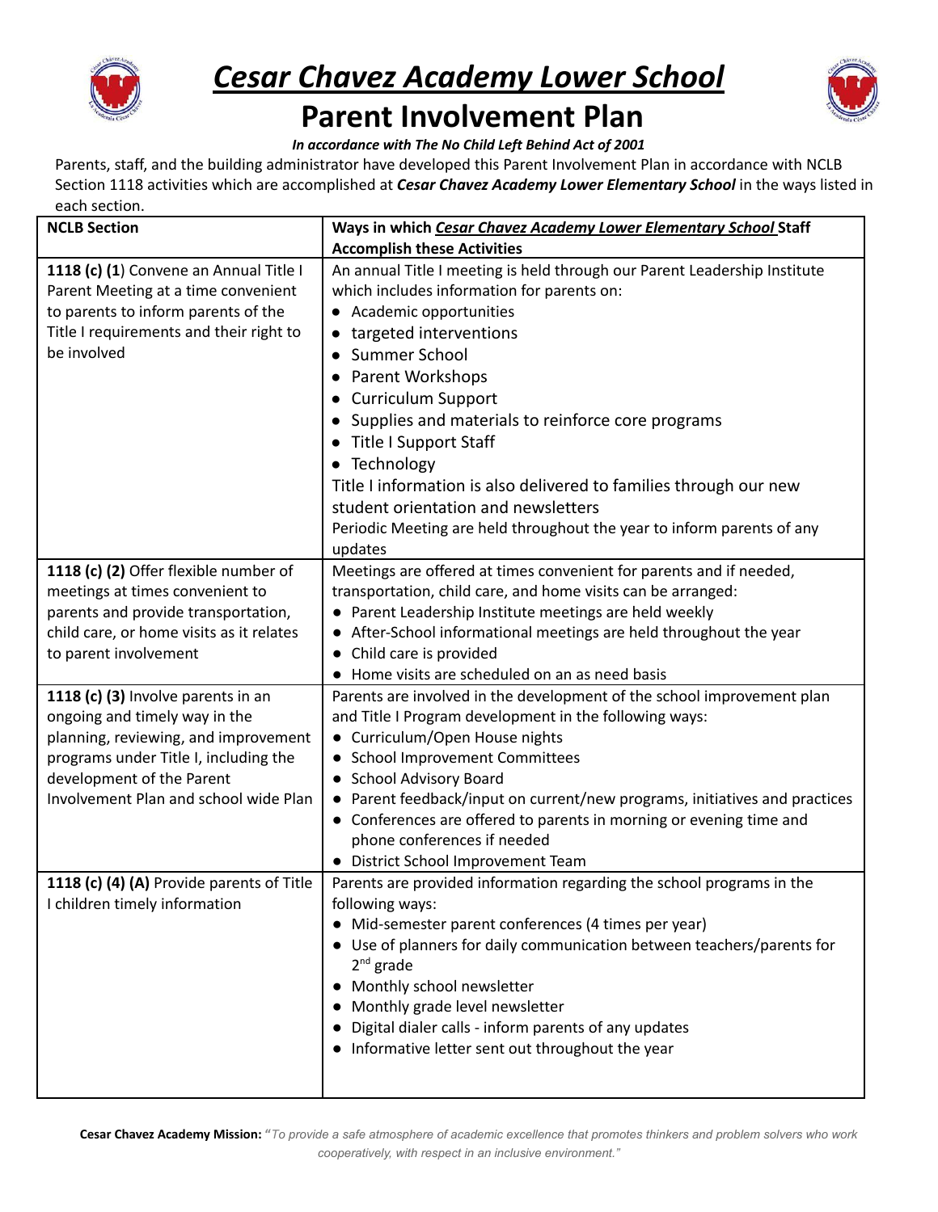# ***Cesar Chavez Academy Lower School***

## Parent Involvement Plan

***In accordance with The No Child Left Behind Act of 2001***

Parents, staff, and the building administrator have developed this Parent Involvement Plan in accordance with NCLB Section 1118 activities which are accomplished at ***Cesar Chavez Academy Lower Elementary School*** in the ways listed in each section.

| **NCLB Section** | **Ways in which *Cesar Chavez Academy Lower Elementary School* Staff Accomplish these Activities** |
|---|---|
| **1118 (c) (1**) Convene an Annual Title I Parent Meeting at a time convenient to parents to inform parents of the Title I requirements and their right to be involved | An annual Title I meeting is held through our Parent Leadership Institute which includes information for parents on:<br>● Academic opportunities<br>● targeted interventions<br>● Summer School<br>● Parent Workshops<br>● Curriculum Support<br>● Supplies and materials to reinforce core programs<br>● Title I Support Staff<br>● Technology<br>Title I information is also delivered to families through our new student orientation and newsletters<br>Periodic Meeting are held throughout the year to inform parents of any updates |
| **1118 (c) (2)** Offer flexible number of meetings at times convenient to parents and provide transportation, child care, or home visits as it relates to parent involvement | Meetings are offered at times convenient for parents and if needed, transportation, child care, and home visits can be arranged:<br>● Parent Leadership Institute meetings are held weekly<br>● After-School informational meetings are held throughout the year<br>● Child care is provided<br>● Home visits are scheduled on an as need basis |
| **1118 (c) (3)** Involve parents in an ongoing and timely way in the planning, reviewing, and improvement programs under Title I, including the development of the Parent Involvement Plan and school wide Plan | Parents are involved in the development of the school improvement plan and Title I Program development in the following ways:<br>● Curriculum/Open House nights<br>● School Improvement Committees<br>● School Advisory Board<br>● Parent feedback/input on current/new programs, initiatives and practices<br>● Conferences are offered to parents in morning or evening time and phone conferences if needed<br>● District School Improvement Team |
| **1118 (c) (4) (A)** Provide parents of Title I children timely information | Parents are provided information regarding the school programs in the following ways:<br>● Mid-semester parent conferences (4 times per year)<br>● Use of planners for daily communication between teachers/parents for 2nd grade<br>● Monthly school newsletter<br>● Monthly grade level newsletter<br>● Digital dialer calls - inform parents of any updates<br>● Informative letter sent out throughout the year |

**Cesar Chavez Academy Mission:** *"To provide a safe atmosphere of academic excellence that promotes thinkers and problem solvers who work cooperatively, with respect in an inclusive environment."*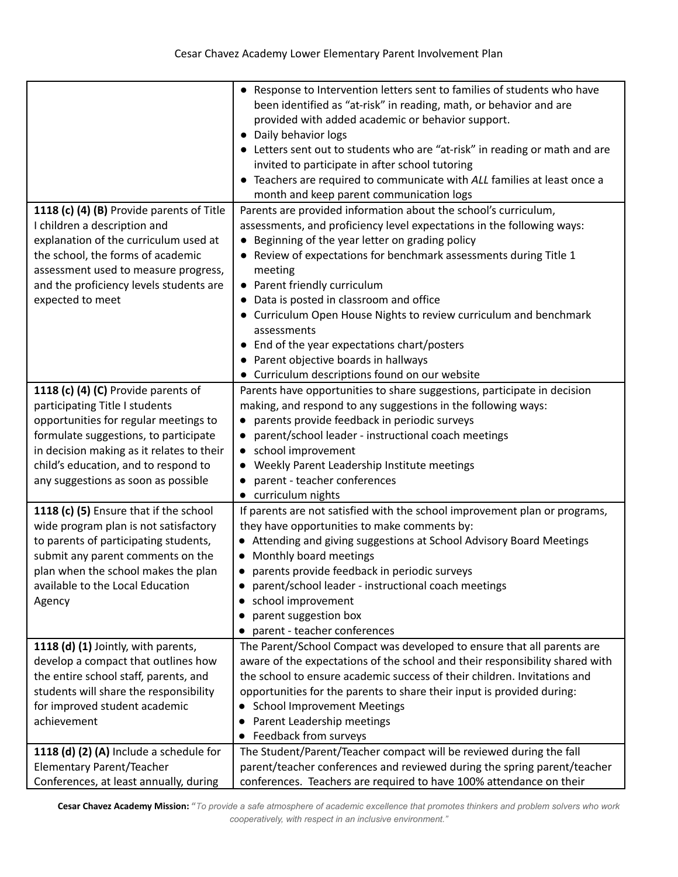| | |
|---|---|
| | • Response to Intervention letters sent to families of students who have been identified as "at-risk" in reading, math, or behavior and are provided with added academic or behavior support.<br>• Daily behavior logs<br>• Letters sent out to students who are "at-risk" in reading or math and are invited to participate in after school tutoring<br>• Teachers are required to communicate with *ALL* families at least once a month and keep parent communication logs |
| **1118 (c) (4) (B)** Provide parents of Title I children a description and explanation of the curriculum used at the school, the forms of academic assessment used to measure progress, and the proficiency levels students are expected to meet | Parents are provided information about the school's curriculum, assessments, and proficiency level expectations in the following ways:<br>• Beginning of the year letter on grading policy<br>• Review of expectations for benchmark assessments during Title 1 meeting<br>• Parent friendly curriculum<br>• Data is posted in classroom and office<br>• Curriculum Open House Nights to review curriculum and benchmark assessments<br>• End of the year expectations chart/posters<br>• Parent objective boards in hallways<br>• Curriculum descriptions found on our website |
| **1118 (c) (4) (C)** Provide parents of participating Title I students opportunities for regular meetings to formulate suggestions, to participate in decision making as it relates to their child's education, and to respond to any suggestions as soon as possible | Parents have opportunities to share suggestions, participate in decision making, and respond to any suggestions in the following ways:<br>• parents provide feedback in periodic surveys<br>• parent/school leader - instructional coach meetings<br>• school improvement<br>• Weekly Parent Leadership Institute meetings<br>• parent - teacher conferences<br>• curriculum nights |
| **1118 (c) (5)** Ensure that if the school wide program plan is not satisfactory to parents of participating students, submit any parent comments on the plan when the school makes the plan available to the Local Education Agency | If parents are not satisfied with the school improvement plan or programs, they have opportunities to make comments by:<br>• Attending and giving suggestions at School Advisory Board Meetings<br>• Monthly board meetings<br>• parents provide feedback in periodic surveys<br>• parent/school leader - instructional coach meetings<br>• school improvement<br>• parent suggestion box<br>• parent - teacher conferences |
| **1118 (d) (1)** Jointly, with parents, develop a compact that outlines how the entire school staff, parents, and students will share the responsibility for improved student academic achievement | The Parent/School Compact was developed to ensure that all parents are aware of the expectations of the school and their responsibility shared with the school to ensure academic success of their children. Invitations and opportunities for the parents to share their input is provided during:<br>• School Improvement Meetings<br>• Parent Leadership meetings<br>• Feedback from surveys |
| **1118 (d) (2) (A)** Include a schedule for Elementary Parent/Teacher Conferences, at least annually, during | The Student/Parent/Teacher compact will be reviewed during the fall parent/teacher conferences and reviewed during the spring parent/teacher conferences. Teachers are required to have 100% attendance on their |

**Cesar Chavez Academy Mission:** *"To provide a safe atmosphere of academic excellence that promotes thinkers and problem solvers who work cooperatively, with respect in an inclusive environment."*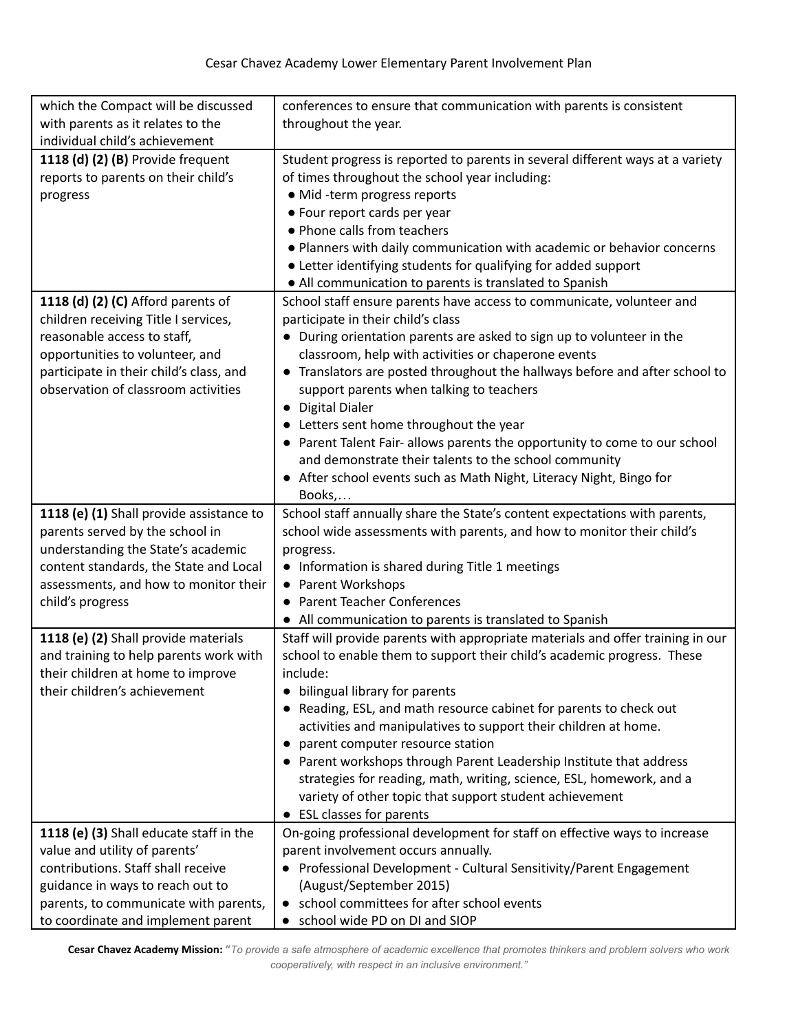| | |
|---|---|
| which the Compact will be discussed with parents as it relates to the individual child's achievement | conferences to ensure that communication with parents is consistent throughout the year. |
| **1118 (d) (2) (B)** Provide frequent reports to parents on their child's progress | Student progress is reported to parents in several different ways at a variety of times throughout the school year including:<br>● Mid -term progress reports<br>● Four report cards per year<br>● Phone calls from teachers<br>● Planners with daily communication with academic or behavior concerns<br>● Letter identifying students for qualifying for added support<br>● All communication to parents is translated to Spanish |
| **1118 (d) (2) (C)** Afford parents of children receiving Title I services, reasonable access to staff, opportunities to volunteer, and participate in their child's class, and observation of classroom activities | School staff ensure parents have access to communicate, volunteer and participate in their child's class<br>● During orientation parents are asked to sign up to volunteer in the classroom, help with activities or chaperone events<br>● Translators are posted throughout the hallways before and after school to support parents when talking to teachers<br>● Digital Dialer<br>● Letters sent home throughout the year<br>● Parent Talent Fair- allows parents the opportunity to come to our school and demonstrate their talents to the school community<br>● After school events such as Math Night, Literacy Night, Bingo for Books,… |
| **1118 (e) (1)** Shall provide assistance to parents served by the school in understanding the State's academic content standards, the State and Local assessments, and how to monitor their child's progress | School staff annually share the State's content expectations with parents, school wide assessments with parents, and how to monitor their child's progress.<br>● Information is shared during Title 1 meetings<br>● Parent Workshops<br>● Parent Teacher Conferences<br>● All communication to parents is translated to Spanish |
| **1118 (e) (2)** Shall provide materials and training to help parents work with their children at home to improve their children's achievement | Staff will provide parents with appropriate materials and offer training in our school to enable them to support their child's academic progress. These include:<br>● bilingual library for parents<br>● Reading, ESL, and math resource cabinet for parents to check out activities and manipulatives to support their children at home.<br>● parent computer resource station<br>● Parent workshops through Parent Leadership Institute that address strategies for reading, math, writing, science, ESL, homework, and a variety of other topic that support student achievement<br>● ESL classes for parents |
| **1118 (e) (3)** Shall educate staff in the value and utility of parents' contributions. Staff shall receive guidance in ways to reach out to parents, to communicate with parents, to coordinate and implement parent | On-going professional development for staff on effective ways to increase parent involvement occurs annually.<br>● Professional Development - Cultural Sensitivity/Parent Engagement (August/September 2015)<br>● school committees for after school events<br>● school wide PD on DI and SIOP |

**Cesar Chavez Academy Mission:** *"To provide a safe atmosphere of academic excellence that promotes thinkers and problem solvers who work cooperatively, with respect in an inclusive environment."*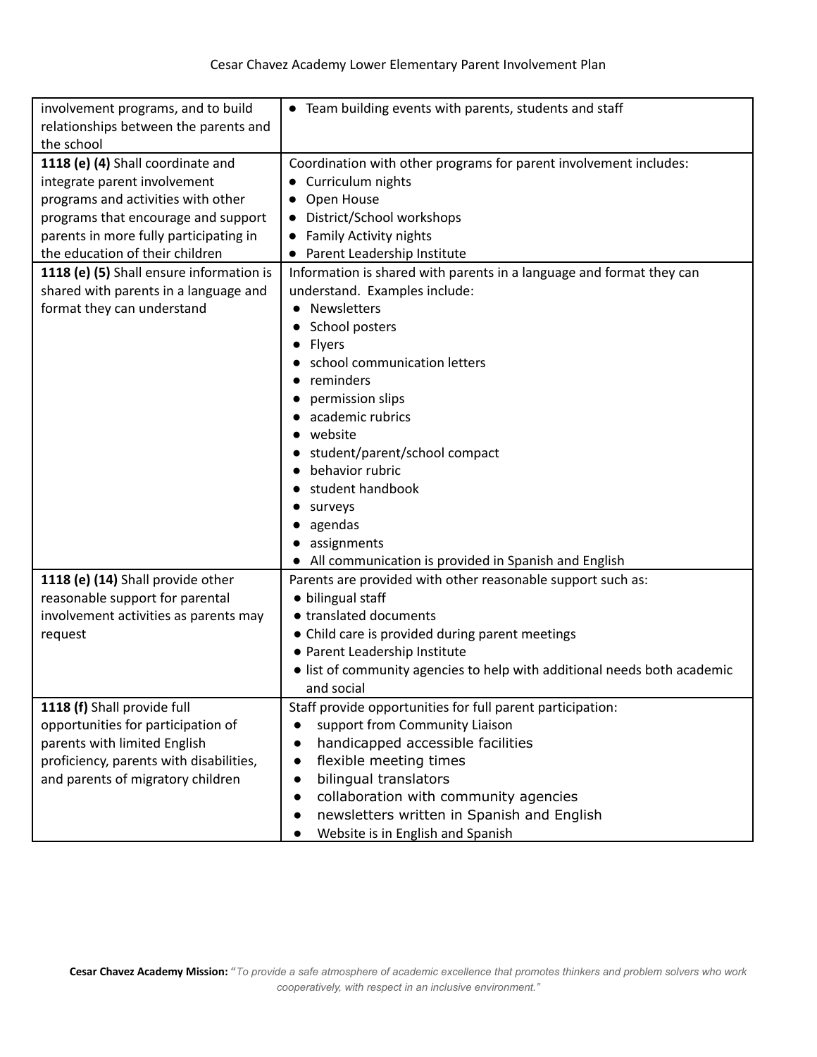| | |
|---|---|
| involvement programs, and to build relationships between the parents and the school | • Team building events with parents, students and staff |
| **1118 (e) (4)** Shall coordinate and integrate parent involvement programs and activities with other programs that encourage and support parents in more fully participating in the education of their children | Coordination with other programs for parent involvement includes: <br>• Curriculum nights <br>• Open House <br>• District/School workshops <br>• Family Activity nights <br>• Parent Leadership Institute |
| **1118 (e) (5)** Shall ensure information is shared with parents in a language and format they can understand | Information is shared with parents in a language and format they can understand. Examples include: <br>• Newsletters <br>• School posters <br>• Flyers <br>• school communication letters <br>• reminders <br>• permission slips <br>• academic rubrics <br>• website <br>• student/parent/school compact <br>• behavior rubric <br>• student handbook <br>• surveys <br>• agendas <br>• assignments <br>• All communication is provided in Spanish and English |
| **1118 (e) (14)** Shall provide other reasonable support for parental involvement activities as parents may request | Parents are provided with other reasonable support such as: <br>• bilingual staff <br>• translated documents <br>• Child care is provided during parent meetings <br>• Parent Leadership Institute <br>• list of community agencies to help with additional needs both academic and social |
| **1118 (f)** Shall provide full opportunities for participation of parents with limited English proficiency, parents with disabilities, and parents of migratory children | Staff provide opportunities for full parent participation: <br>• support from Community Liaison <br>• handicapped accessible facilities <br>• flexible meeting times <br>• bilingual translators <br>• collaboration with community agencies <br>• newsletters written in Spanish and English <br>• Website is in English and Spanish |